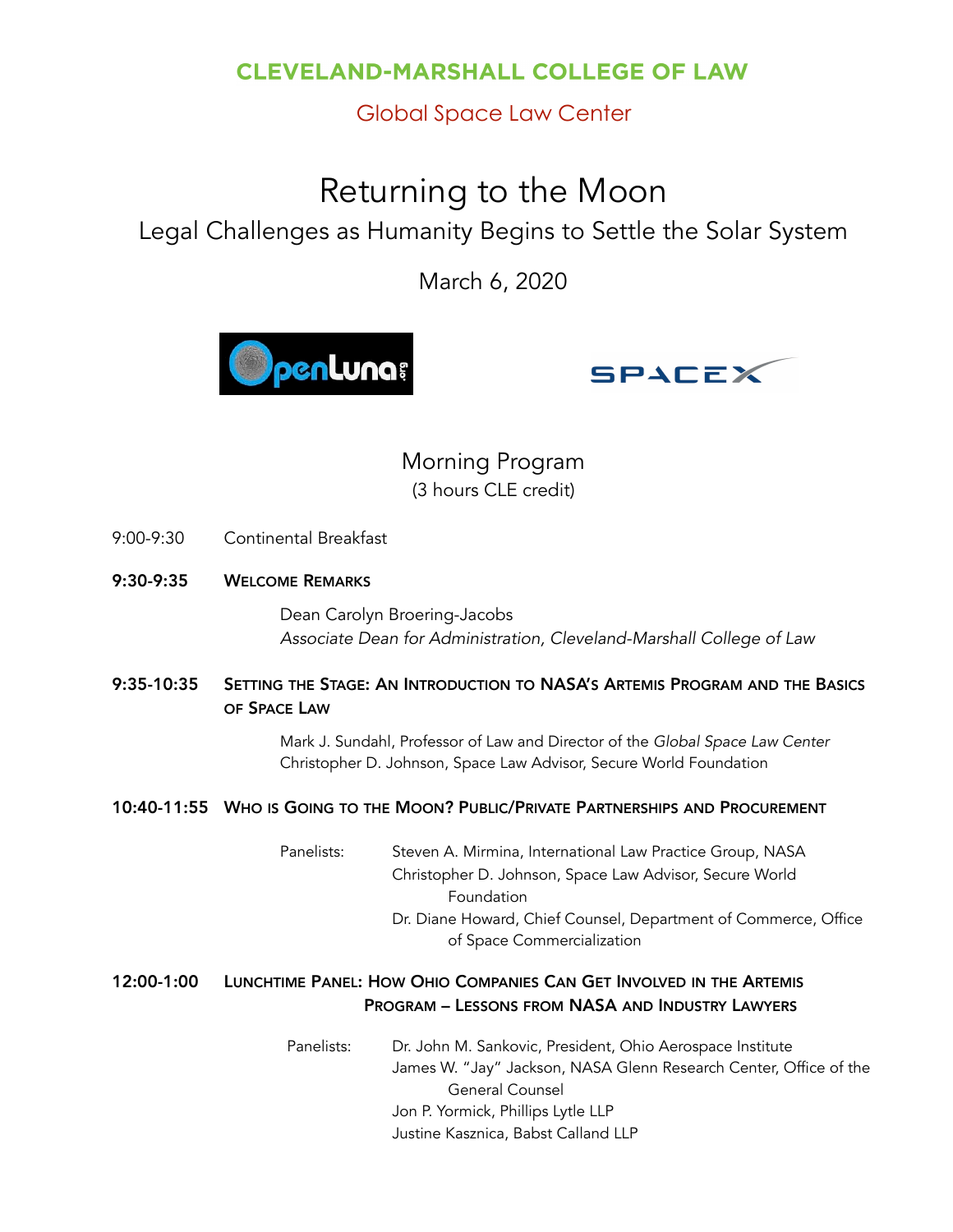**CLEVELAND-MARSHALL COLLEGE OF LAW**

Global Space Law Center

# Returning to the Moon

## Legal Challenges as Humanity Begins to Settle the Solar System

March 6, 2020

## Morning Program

(3 hours CLE credit)

9:00-9:30 Continental Breakfast

**9:30-9:35 WELCOME REMARKS**

Dean Carolyn Broering-Jacobs
*Associate Dean for Administration, Cleveland-Marshall College of Law*

**9:35-10:35 SETTING THE STAGE: AN INTRODUCTION TO NASA'S ARTEMIS PROGRAM AND THE BASICS OF SPACE LAW**

Mark J. Sundahl, Professor of Law and Director of the *Global Space Law Center*
Christopher D. Johnson, Space Law Advisor, Secure World Foundation

**10:40-11:55 WHO IS GOING TO THE MOON? PUBLIC/PRIVATE PARTNERSHIPS AND PROCUREMENT**

Panelists:
- Steven A. Mirmina, International Law Practice Group, NASA
- Christopher D. Johnson, Space Law Advisor, Secure World Foundation
- Dr. Diane Howard, Chief Counsel, Department of Commerce, Office of Space Commercialization

**12:00-1:00 LUNCHTIME PANEL: HOW OHIO COMPANIES CAN GET INVOLVED IN THE ARTEMIS PROGRAM – LESSONS FROM NASA AND INDUSTRY LAWYERS**

Panelists:
- Dr. John M. Sankovic, President, Ohio Aerospace Institute
- James W. "Jay" Jackson, NASA Glenn Research Center, Office of the General Counsel
- Jon P. Yormick, Phillips Lytle LLP
- Justine Kasznica, Babst Calland LLP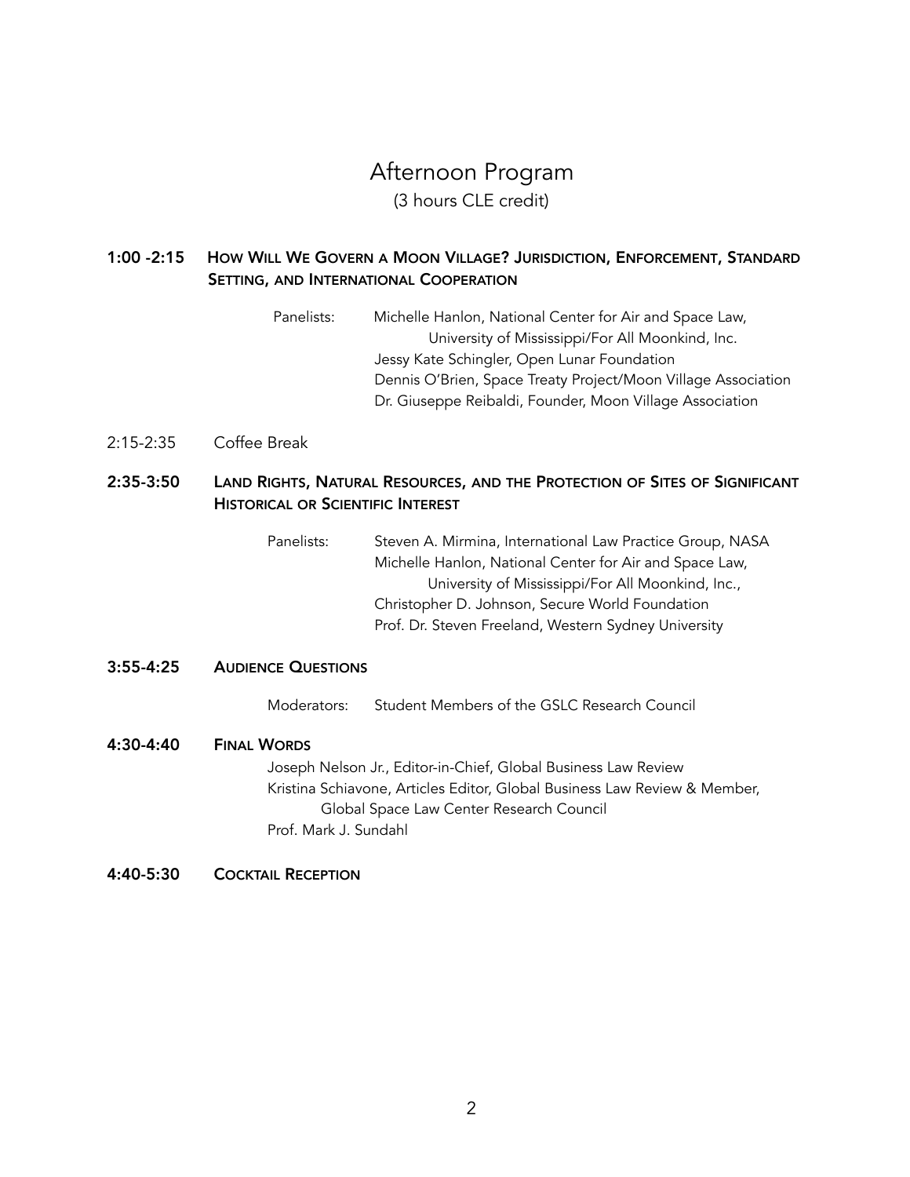# Afternoon Program

(3 hours CLE credit)

**1:00 -2:15 HOW WILL WE GOVERN A MOON VILLAGE? JURISDICTION, ENFORCEMENT, STANDARD SETTING, AND INTERNATIONAL COOPERATION**

Panelists:
- Michelle Hanlon, National Center for Air and Space Law, University of Mississippi/For All Moonkind, Inc.
- Jessy Kate Schingler, Open Lunar Foundation
- Dennis O'Brien, Space Treaty Project/Moon Village Association
- Dr. Giuseppe Reibaldi, Founder, Moon Village Association

2:15-2:35 Coffee Break

**2:35-3:50 LAND RIGHTS, NATURAL RESOURCES, AND THE PROTECTION OF SITES OF SIGNIFICANT HISTORICAL OR SCIENTIFIC INTEREST**

Panelists:
- Steven A. Mirmina, International Law Practice Group, NASA
- Michelle Hanlon, National Center for Air and Space Law, University of Mississippi/For All Moonkind, Inc.,
- Christopher D. Johnson, Secure World Foundation
- Prof. Dr. Steven Freeland, Western Sydney University

**3:55-4:25 AUDIENCE QUESTIONS**

Moderators: Student Members of the GSLC Research Council

**4:30-4:40 FINAL WORDS**

Joseph Nelson Jr., Editor-in-Chief, Global Business Law Review
Kristina Schiavone, Articles Editor, Global Business Law Review & Member, Global Space Law Center Research Council
Prof. Mark J. Sundahl

**4:40-5:30 COCKTAIL RECEPTION**